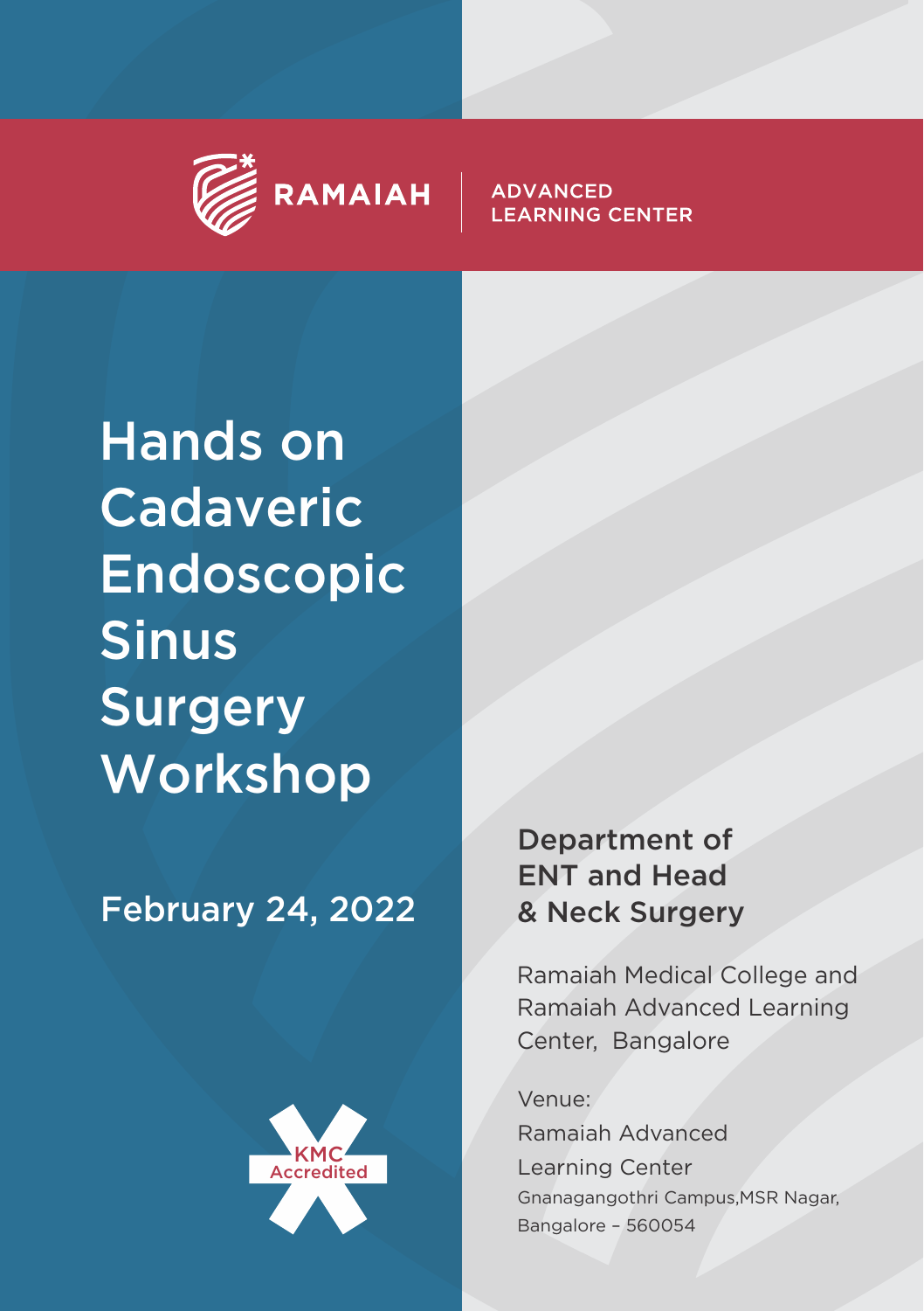RAMAIAH | ADVANCED LEARNING CENTER

# Hands on Cadaveric Endoscopic Sinus Surgery Workshop

## February 24, 2022

KMC Accredited

## Department of ENT and Head & Neck Surgery

Ramaiah Medical College and Ramaiah Advanced Learning Center, Bangalore

Venue:
Ramaiah Advanced Learning Center
Gnanagangothri Campus,MSR Nagar,
Bangalore – 560054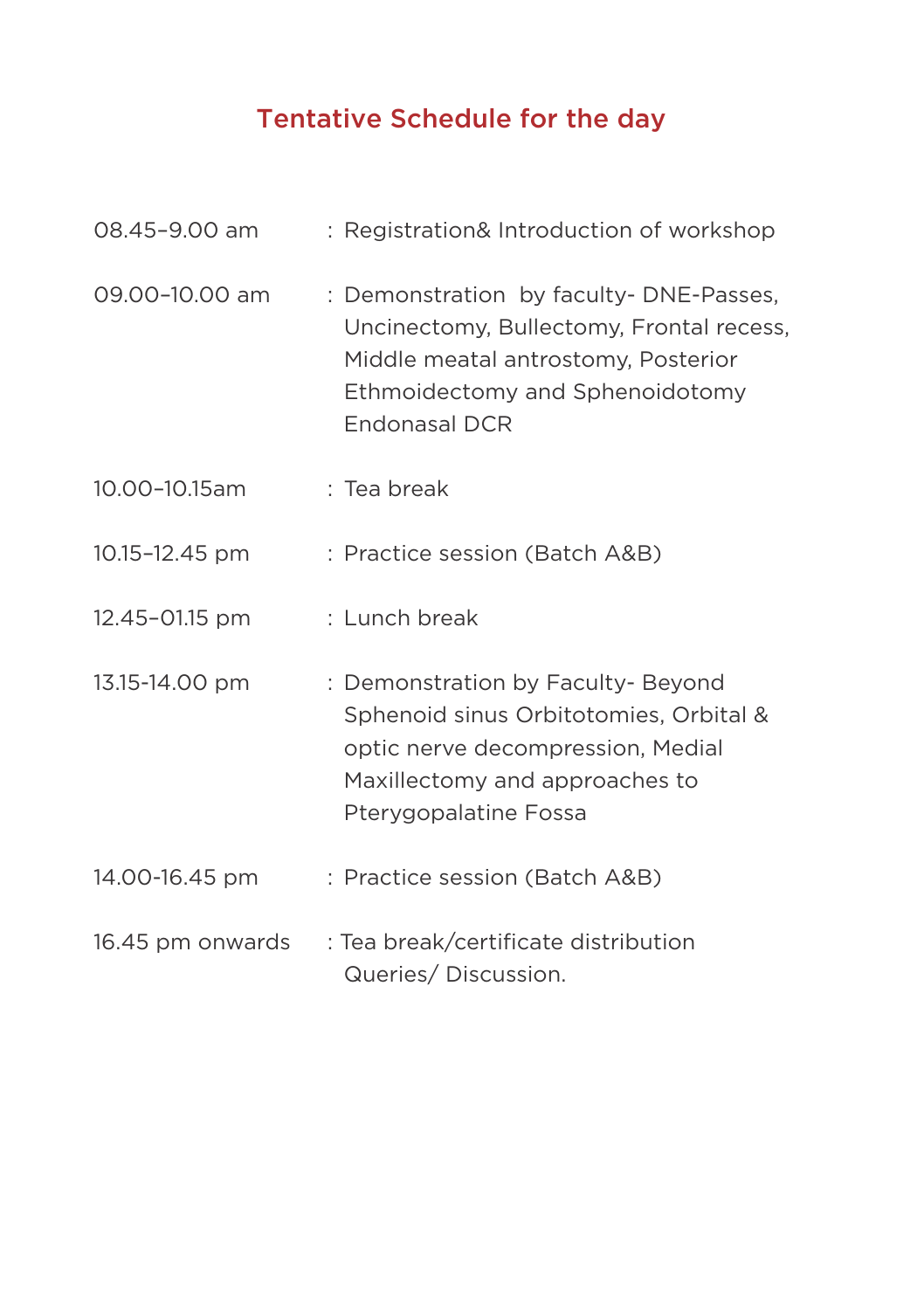## Tentative Schedule for the day

| | |
|---|---|
| 08.45–9.00 am | : Registration& Introduction of workshop |
| 09.00–10.00 am | : Demonstration by faculty- DNE-Passes, Uncinectomy, Bullectomy, Frontal recess, Middle meatal antrostomy, Posterior Ethmoidectomy and Sphenoidotomy Endonasal DCR |
| 10.00–10.15am | : Tea break |
| 10.15–12.45 pm | : Practice session (Batch A&B) |
| 12.45–01.15 pm | : Lunch break |
| 13.15-14.00 pm | : Demonstration by Faculty- Beyond Sphenoid sinus Orbitotomies, Orbital & optic nerve decompression, Medial Maxillectomy and approaches to Pterygopalatine Fossa |
| 14.00-16.45 pm | : Practice session (Batch A&B) |
| 16.45 pm onwards | : Tea break/certificate distribution Queries/ Discussion. |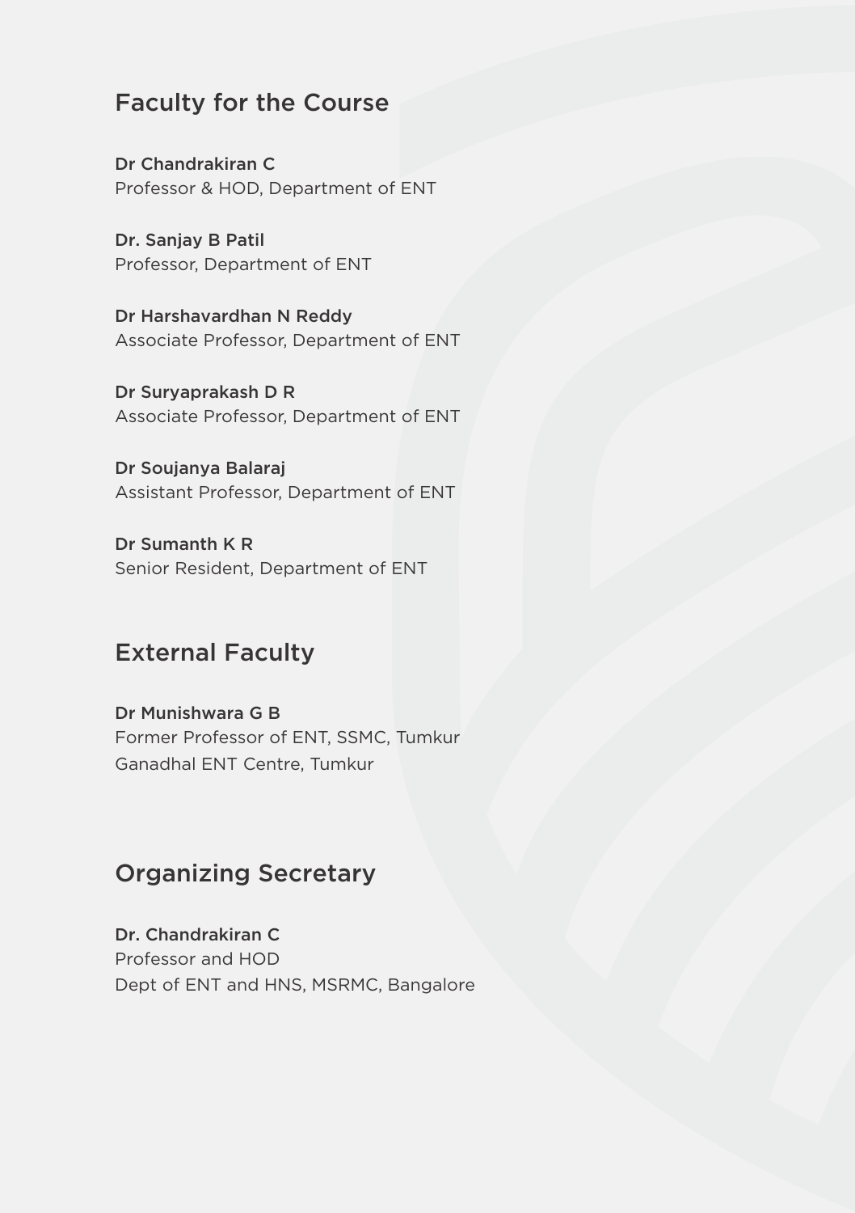## Faculty for the Course

**Dr Chandrakiran C**
Professor & HOD, Department of ENT

**Dr. Sanjay B Patil**
Professor, Department of ENT

**Dr Harshavardhan N Reddy**
Associate Professor, Department of ENT

**Dr Suryaprakash D R**
Associate Professor, Department of ENT

**Dr Soujanya Balaraj**
Assistant Professor, Department of ENT

**Dr Sumanth K R**
Senior Resident, Department of ENT

## External Faculty

**Dr Munishwara G B**
Former Professor of ENT, SSMC, Tumkur
Ganadhal ENT Centre, Tumkur

## Organizing Secretary

**Dr. Chandrakiran C**
Professor and HOD
Dept of ENT and HNS, MSRMC, Bangalore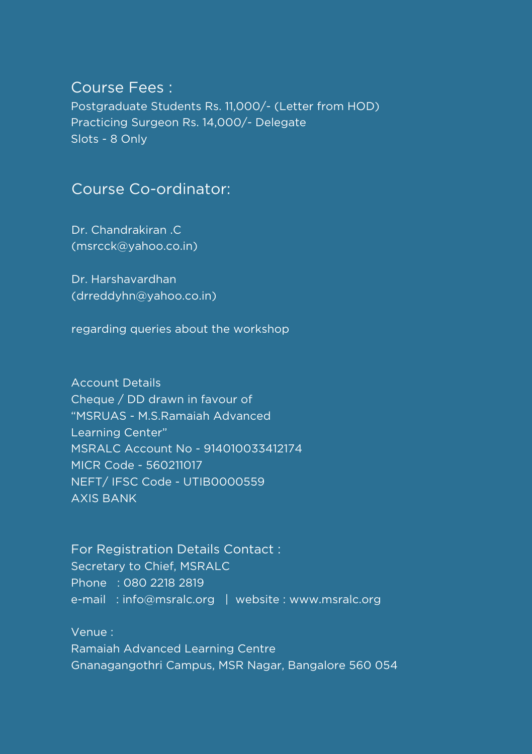## Course Fees :

Postgraduate Students Rs. 11,000/- (Letter from HOD)
Practicing Surgeon Rs. 14,000/- Delegate
Slots - 8 Only

## Course Co-ordinator:

Dr. Chandrakiran .C
(msrcck@yahoo.co.in)

Dr. Harshavardhan
(drreddyhn@yahoo.co.in)

regarding queries about the workshop

Account Details
Cheque / DD drawn in favour of
"MSRUAS - M.S.Ramaiah Advanced
Learning Center"
MSRALC Account No - 914010033412174
MICR Code - 560211017
NEFT/ IFSC Code - UTIB0000559
AXIS BANK

For Registration Details Contact :
Secretary to Chief, MSRALC
Phone : 080 2218 2819
e-mail : info@msralc.org | website : www.msralc.org

Venue :
Ramaiah Advanced Learning Centre
Gnanagangothri Campus, MSR Nagar, Bangalore 560 054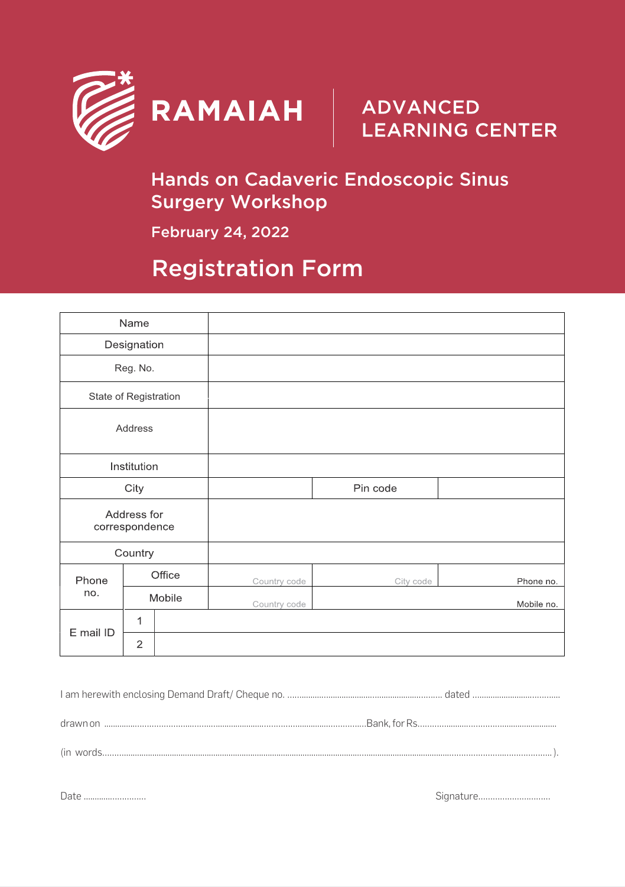RAMAIAH | ADVANCED LEARNING CENTER

# Hands on Cadaveric Endoscopic Sinus Surgery Workshop

February 24, 2022

## Registration Form

| | | | | | |
|---|---|---|---|---|---|
| Name | | | | | |
| Designation | | | | | |
| Reg. No. | | | | | |
| State of Registration | | | | | |
| Address | | | | | |
| Institution | | | | | |
| City | | | | Pin code | |
| Address for correspondence | | | | | |
| Country | | | | | |
| Phone no. | Office | | Country code | City code | Phone no. |
| | Mobile | | Country code | | Mobile no. |
| E mail ID | 1 | | | | |
| | 2 | | | | |

I am herewith enclosing Demand Draft/ Cheque no. ..................................................................... dated .......................................

drawn on ...........................................................................................................Bank, for Rs...........................................................

(in words.......................................................................................................................................................................................).

Date ...........................

Signature..............................